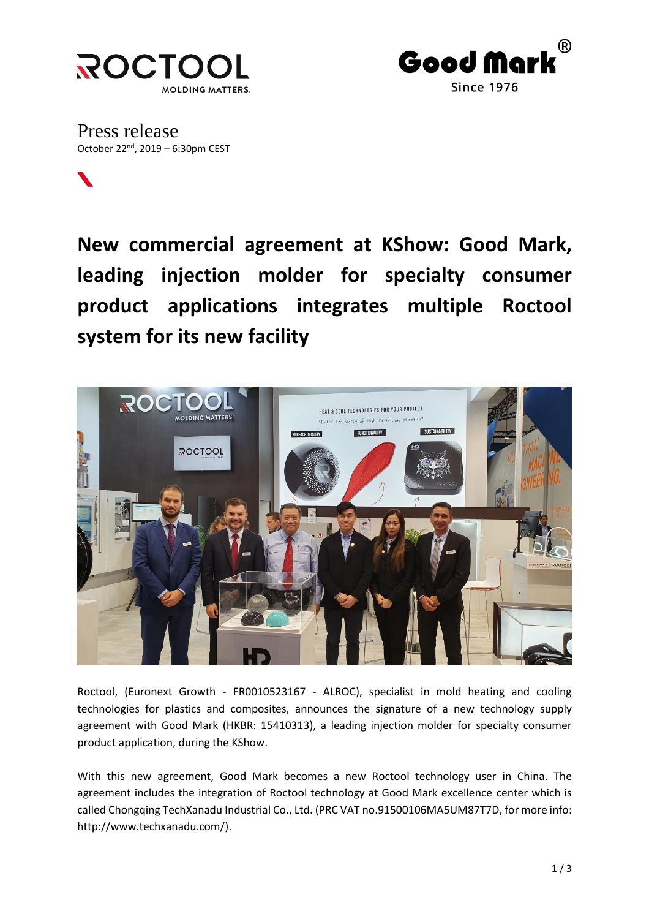Press release

October 22nd, 2019 – 6:30pm CEST

# New commercial agreement at KShow: Good Mark, leading injection molder for specialty consumer product applications integrates multiple Roctool system for its new facility

Roctool, (Euronext Growth - FR0010523167 - ALROC), specialist in mold heating and cooling technologies for plastics and composites, announces the signature of a new technology supply agreement with Good Mark (HKBR: 15410313), a leading injection molder for specialty consumer product application, during the KShow.

With this new agreement, Good Mark becomes a new Roctool technology user in China. The agreement includes the integration of Roctool technology at Good Mark excellence center which is called Chongqing TechXanadu Industrial Co., Ltd. (PRC VAT no.91500106MA5UM87T7D, for more info: http://www.techxanadu.com/).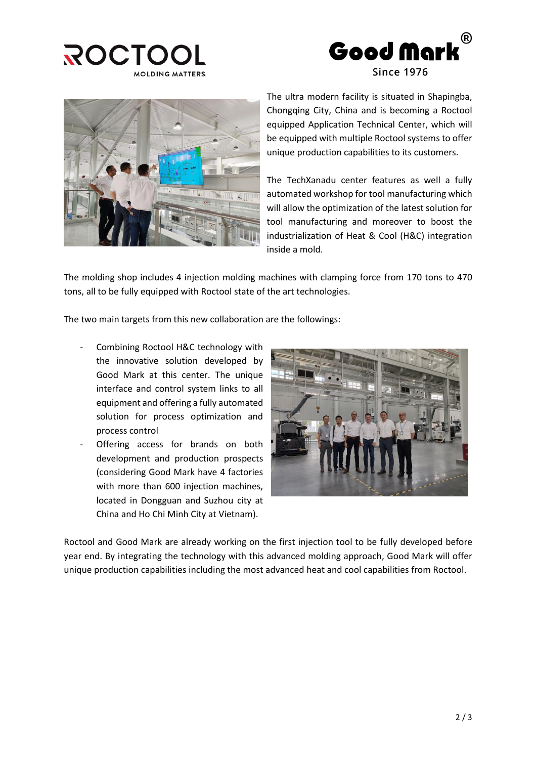The ultra modern facility is situated in Shapingba, Chongqing City, China and is becoming a Roctool equipped Application Technical Center, which will be equipped with multiple Roctool systems to offer unique production capabilities to its customers.

The TechXanadu center features as well a fully automated workshop for tool manufacturing which will allow the optimization of the latest solution for tool manufacturing and moreover to boost the industrialization of Heat & Cool (H&C) integration inside a mold.

The molding shop includes 4 injection molding machines with clamping force from 170 tons to 470 tons, all to be fully equipped with Roctool state of the art technologies.

The two main targets from this new collaboration are the followings:

- Combining Roctool H&C technology with the innovative solution developed by Good Mark at this center. The unique interface and control system links to all equipment and offering a fully automated solution for process optimization and process control
- Offering access for brands on both development and production prospects (considering Good Mark have 4 factories with more than 600 injection machines, located in Dongguan and Suzhou city at China and Ho Chi Minh City at Vietnam).

Roctool and Good Mark are already working on the first injection tool to be fully developed before year end. By integrating the technology with this advanced molding approach, Good Mark will offer unique production capabilities including the most advanced heat and cool capabilities from Roctool.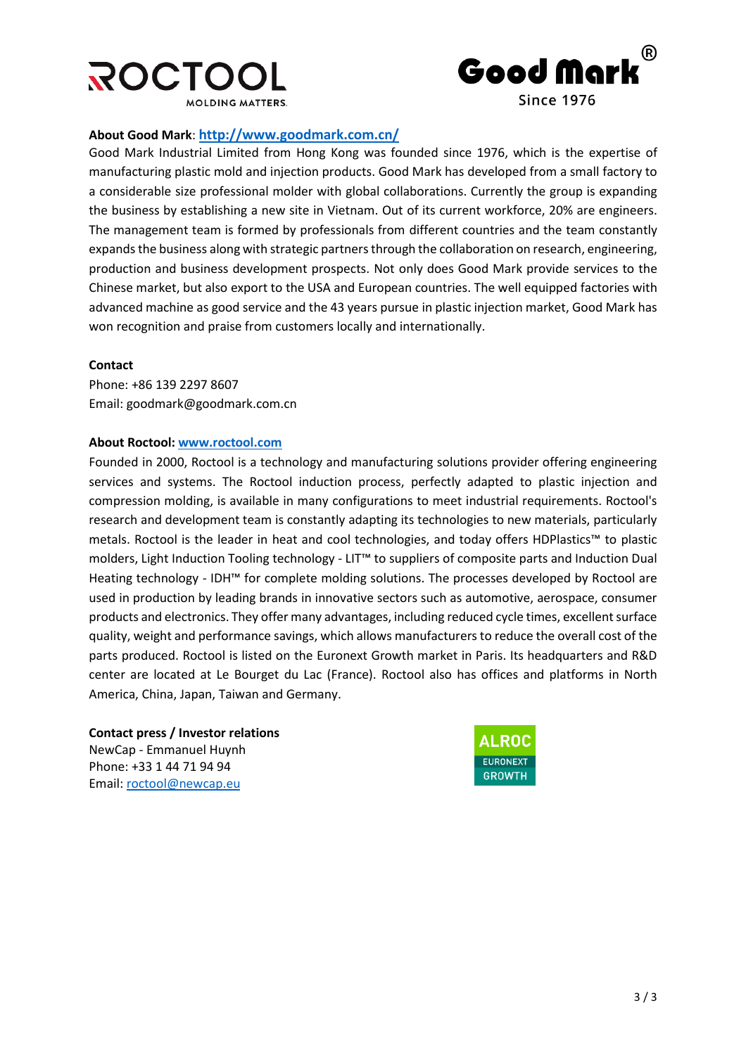**About Good Mark**: http://www.goodmark.com.cn/

Good Mark Industrial Limited from Hong Kong was founded since 1976, which is the expertise of manufacturing plastic mold and injection products. Good Mark has developed from a small factory to a considerable size professional molder with global collaborations. Currently the group is expanding the business by establishing a new site in Vietnam. Out of its current workforce, 20% are engineers. The management team is formed by professionals from different countries and the team constantly expands the business along with strategic partners through the collaboration on research, engineering, production and business development prospects. Not only does Good Mark provide services to the Chinese market, but also export to the USA and European countries. The well equipped factories with advanced machine as good service and the 43 years pursue in plastic injection market, Good Mark has won recognition and praise from customers locally and internationally.

**Contact**

Phone: +86 139 2297 8607

Email: goodmark@goodmark.com.cn

**About Roctool:** www.roctool.com

Founded in 2000, Roctool is a technology and manufacturing solutions provider offering engineering services and systems. The Roctool induction process, perfectly adapted to plastic injection and compression molding, is available in many configurations to meet industrial requirements. Roctool's research and development team is constantly adapting its technologies to new materials, particularly metals. Roctool is the leader in heat and cool technologies, and today offers HDPlastics™ to plastic molders, Light Induction Tooling technology - LIT™ to suppliers of composite parts and Induction Dual Heating technology - IDH™ for complete molding solutions. The processes developed by Roctool are used in production by leading brands in innovative sectors such as automotive, aerospace, consumer products and electronics. They offer many advantages, including reduced cycle times, excellent surface quality, weight and performance savings, which allows manufacturers to reduce the overall cost of the parts produced. Roctool is listed on the Euronext Growth market in Paris. Its headquarters and R&D center are located at Le Bourget du Lac (France). Roctool also has offices and platforms in North America, China, Japan, Taiwan and Germany.

**Contact press / Investor relations**

NewCap - Emmanuel Huynh

Phone: +33 1 44 71 94 94

Email: roctool@newcap.eu

ALROC
EURONEXT
GROWTH